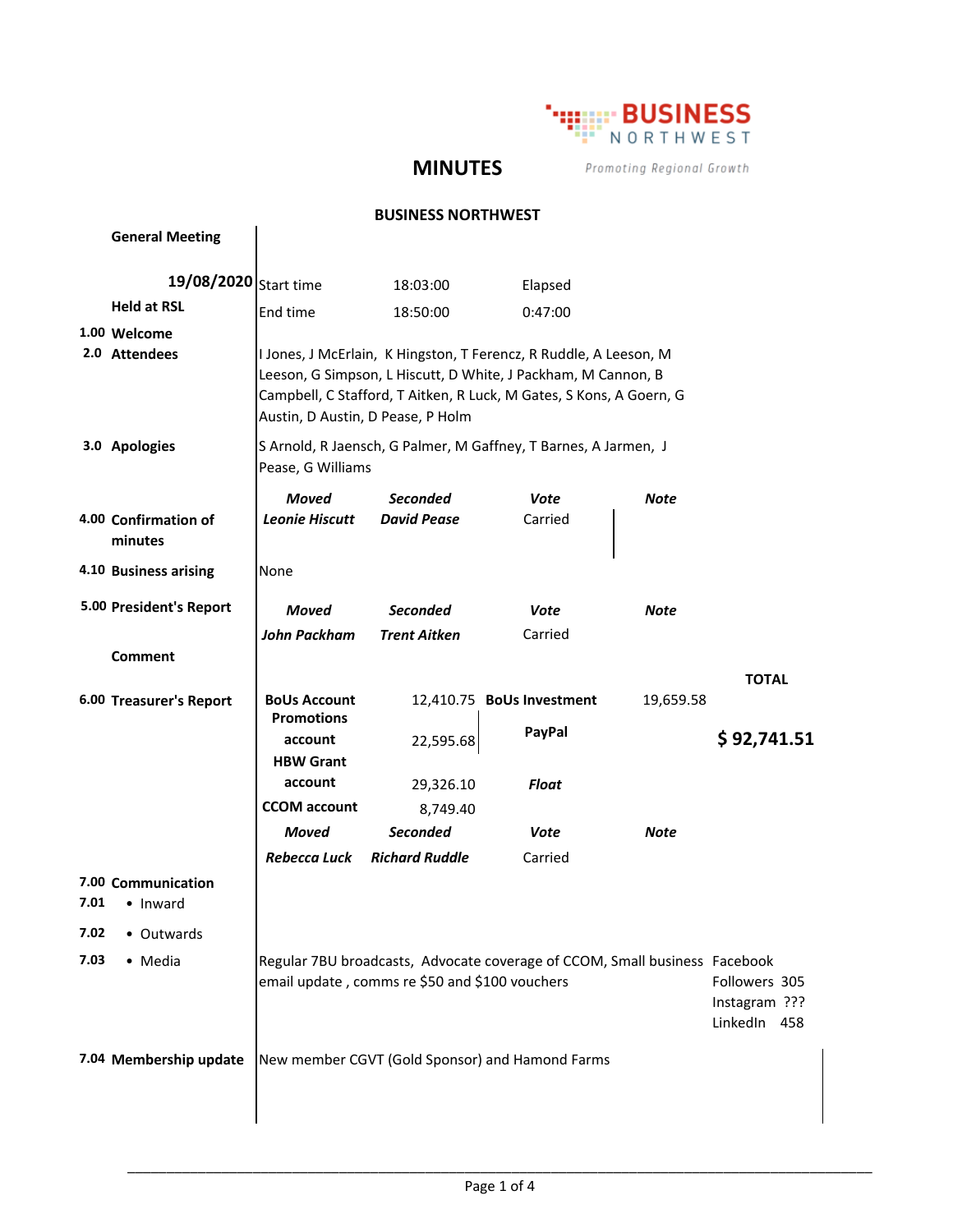# MINUTES

BUSINESS NORTHWEST

Promoting Regional Growth

## BUSINESS NORTHWEST

**General Meeting**

**19/08/2020**

**Held at RSL**

| | | |
|---|---|---|
| Start time | 18:03:00 | Elapsed |
| End time | 18:50:00 | 0:47:00 |

**1.00 Welcome**

**2.0 Attendees**

I Jones, J McErlain, K Hingston, T Ferencz, R Ruddle, A Leeson, M Leeson, G Simpson, L Hiscutt, D White, J Packham, M Cannon, B Campbell, C Stafford, T Aitken, R Luck, M Gates, S Kons, A Goern, G Austin, D Austin, D Pease, P Holm

**3.0 Apologies**

S Arnold, R Jaensch, G Palmer, M Gaffney, T Barnes, A Jarmen, J Pease, G Williams

**4.00 Confirmation of minutes**

| Moved | Seconded | Vote | Note |
|---|---|---|---|
| *Leonie Hiscutt* | *David Pease* | Carried | |

**4.10 Business arising**

None

**5.00 President's Report**

| Moved | Seconded | Vote | Note |
|---|---|---|---|
| *John Packham* | *Trent Aitken* | Carried | |

**Comment**

**6.00 Treasurer's Report**

| | | | | TOTAL |
|---|---|---|---|---|
| **BoUs Account** | 12,410.75 | **BoUs Investment** | 19,659.58 | |
| **Promotions account** | 22,595.68 | **PayPal** | | **$ 92,741.51** |
| **HBW Grant account** | 29,326.10 | ***Float*** | | |
| **CCOM account** | 8,749.40 | | | |

| Moved | Seconded | Vote | Note |
|---|---|---|---|
| *Rebecca Luck* | *Richard Ruddle* | Carried | |

**7.00 Communication**

**7.01** • Inward

**7.02** • Outwards

**7.03** • Media

Regular 7BU broadcasts, Advocate coverage of CCOM, Small business email update , comms re $50 and $100 vouchers

Facebook Followers 305
Instagram ???
LinkedIn 458

**7.04 Membership update**

New member CGVT (Gold Sponsor) and Hamond Farms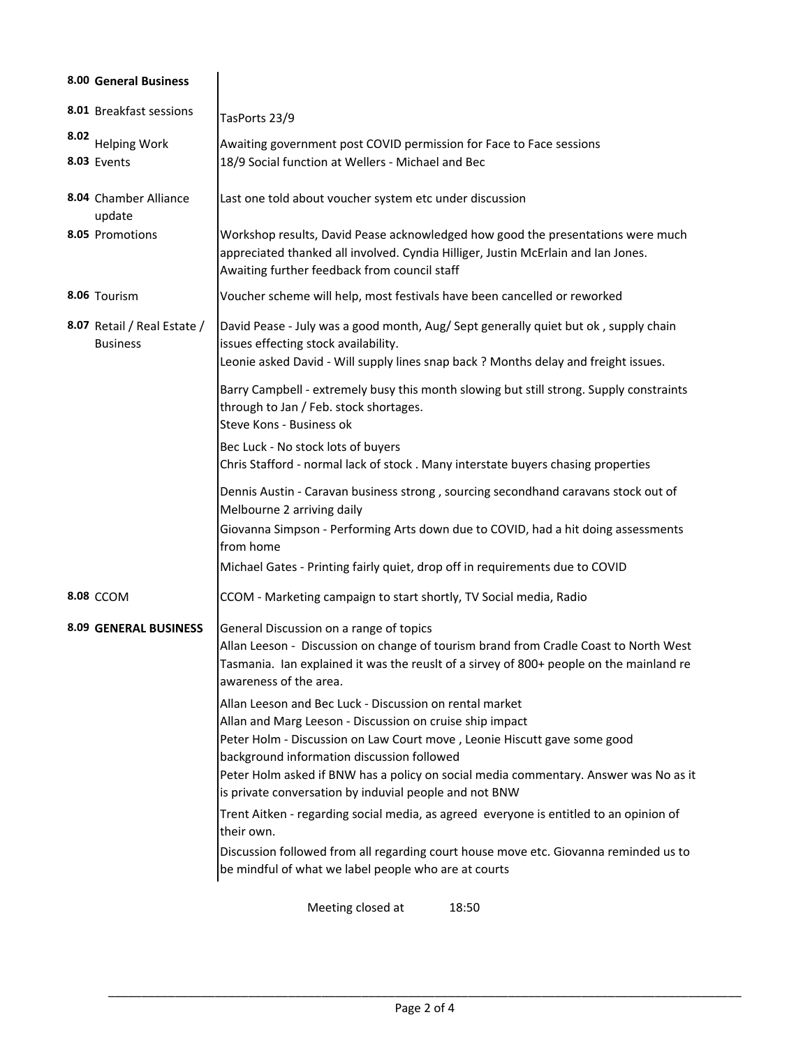| | | |
|---|---|---|
| **8.00** | **General Business** | |
| 8.01 | Breakfast sessions | TasPorts 23/9 |
| 8.02 | Helping Work | Awaiting government post COVID permission for Face to Face sessions |
| 8.03 | Events | 18/9 Social function at Wellers - Michael and Bec |
| 8.04 | Chamber Alliance update | Last one told about voucher system etc under discussion |
| 8.05 | Promotions | Workshop results, David Pease acknowledged how good the presentations were much appreciated thanked all involved. Cyndia Hilliger, Justin McErlain and Ian Jones. Awaiting further feedback from council staff |
| 8.06 | Tourism | Voucher scheme will help, most festivals have been cancelled or reworked |
| 8.07 | Retail / Real Estate / Business | David Pease - July was a good month, Aug/ Sept generally quiet but ok , supply chain issues effecting stock availability.<br>Leonie asked David - Will supply lines snap back ? Months delay and freight issues.<br><br>Barry Campbell - extremely busy this month slowing but still strong. Supply constraints through to Jan / Feb. stock shortages.<br>Steve Kons - Business ok<br><br>Bec Luck - No stock lots of buyers<br>Chris Stafford - normal lack of stock . Many interstate buyers chasing properties<br><br>Dennis Austin - Caravan business strong , sourcing secondhand caravans stock out of Melbourne 2 arriving daily<br>Giovanna Simpson - Performing Arts down due to COVID, had a hit doing assessments from home<br>Michael Gates - Printing fairly quiet, drop off in requirements due to COVID |
| 8.08 | CCOM | CCOM - Marketing campaign to start shortly, TV Social media, Radio |
| 8.09 | **GENERAL BUSINESS** | General Discussion on a range of topics<br>Allan Leeson - Discussion on change of tourism brand from Cradle Coast to North West Tasmania. Ian explained it was the reuslt of a sirvey of 800+ people on the mainland re awareness of the area.<br><br>Allan Leeson and Bec Luck - Discussion on rental market<br>Allan and Marg Leeson - Discussion on cruise ship impact<br>Peter Holm - Discussion on Law Court move , Leonie Hiscutt gave some good background information discussion followed<br>Peter Holm asked if BNW has a policy on social media commentary. Answer was No as it is private conversation by induvial people and not BNW<br><br>Trent Aitken - regarding social media, as agreed everyone is entitled to an opinion of their own.<br><br>Discussion followed from all regarding court house move etc. Giovanna reminded us to be mindful of what we label people who are at courts |

Meeting closed at 18:50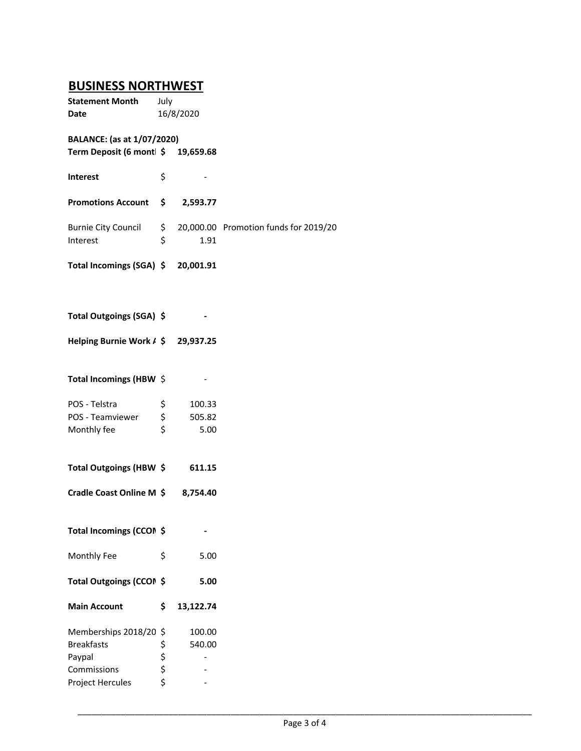## BUSINESS NORTHWEST

**Statement Month** July
**Date** 16/8/2020

**BALANCE: (as at 1/07/2020)**

| | | | |
|---|---|---|---|
| **Term Deposit (6 montl** | **$** | **19,659.68** | |
| | | | |
| **Interest** | $ | - | |
| | | | |
| **Promotions Account** | **$** | **2,593.77** | |
| | | | |
| Burnie City Council | $ | 20,000.00 | Promotion funds for 2019/20 |
| Interest | $ | 1.91 | |
| | | | |
| **Total Incomings (SGA)** | **$** | **20,001.91** | |
| | | | |
| **Total Outgoings (SGA)** | **$** | **-** | |
| | | | |
| **Helping Burnie Work /** | **$** | **29,937.25** | |
| | | | |
| **Total Incomings (HBW** | $ | - | |
| | | | |
| POS - Telstra | $ | 100.33 | |
| POS - Teamviewer | $ | 505.82 | |
| Monthly fee | $ | 5.00 | |
| | | | |
| **Total Outgoings (HBW** | **$** | **611.15** | |
| | | | |
| **Cradle Coast Online M** | **$** | **8,754.40** | |
| | | | |
| **Total Incomings (CCON** | **$** | **-** | |
| | | | |
| Monthly Fee | $ | 5.00 | |
| | | | |
| **Total Outgoings (CCON** | **$** | **5.00** | |
| | | | |
| **Main Account** | **$** | **13,122.74** | |
| | | | |
| Memberships 2018/20 | $ | 100.00 | |
| Breakfasts | $ | 540.00 | |
| Paypal | $ | - | |
| Commissions | $ | - | |
| Project Hercules | $ | - | |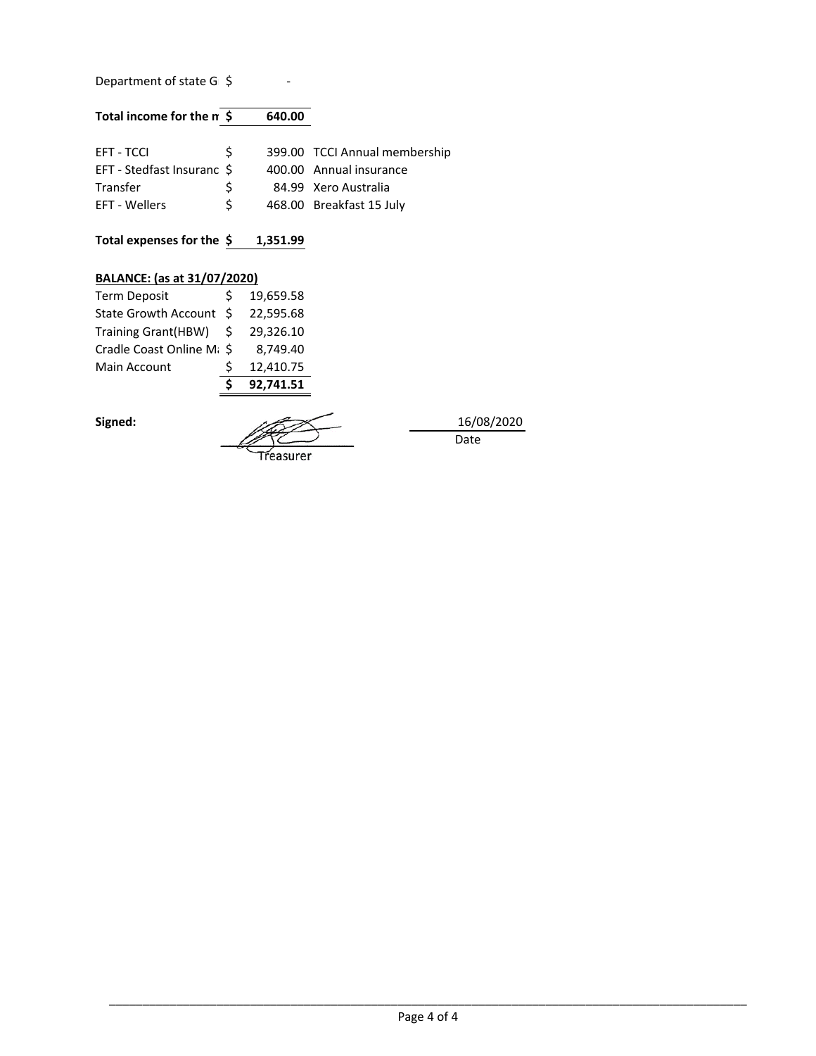| | | | |
|---|---|---|---|
| Department of state G | $ | - | |
| **Total income for the n** | **$** | **640.00** | |
| EFT - TCCI | $ | 399.00 | TCCI Annual membership |
| EFT - Stedfast Insuranc | $ | 400.00 | Annual insurance |
| Transfer | $ | 84.99 | Xero Australia |
| EFT - Wellers | $ | 468.00 | Breakfast 15 July |
| **Total expenses for the** | **$** | **1,351.99** | |

**BALANCE: (as at 31/07/2020)**

| | | |
|---|---|---|
| Term Deposit | $ | 19,659.58 |
| State Growth Account | $ | 22,595.68 |
| Training Grant(HBW) | $ | 29,326.10 |
| Cradle Coast Online Ma | $ | 8,749.40 |
| Main Account | $ | 12,410.75 |
| | **$** | **92,741.51** |

**Signed:** ____________________ Treasurer

16/08/2020
Date